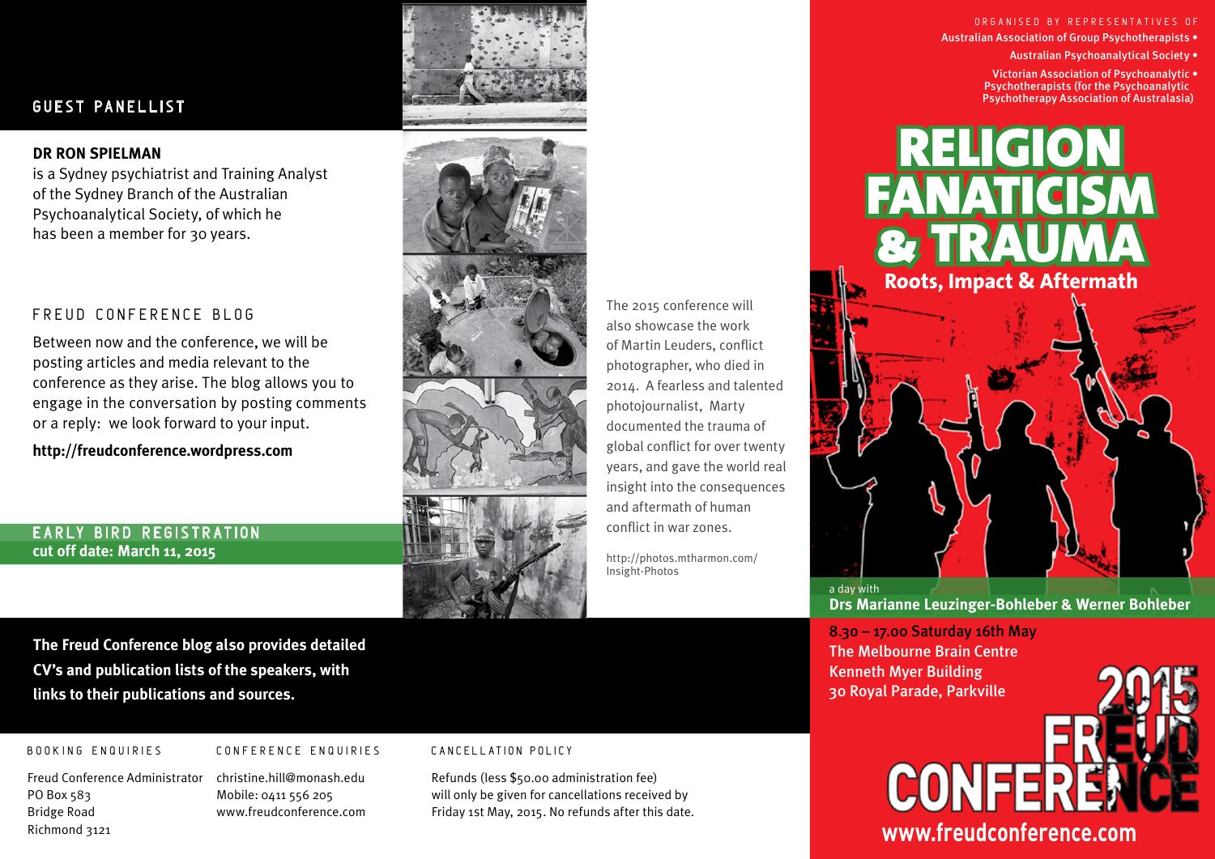## GUEST PANELLIST

**DR RON SPIELMAN**
is a Sydney psychiatrist and Training Analyst of the Sydney Branch of the Australian Psychoanalytical Society, of which he has been a member for 30 years.

## FREUD CONFERENCE BLOG

Between now and the conference, we will be posting articles and media relevant to the conference as they arise. The blog allows you to engage in the conversation by posting comments or a reply: we look forward to your input.

**http://freudconference.wordpress.com**

## EARLY BIRD REGISTRATION

**cut off date: March 11, 2015**

**The Freud Conference blog also provides detailed CV's and publication lists of the speakers, with links to their publications and sources.**

The 2015 conference will also showcase the work of Martin Leuders, conflict photographer, who died in 2014. A fearless and talented photojournalist, Marty documented the trauma of global conflict for over twenty years, and gave the world real insight into the consequences and aftermath of human conflict in war zones.

http://photos.mtharmon.com/Insight-Photos

ORGANISED BY REPRESENTATIVES OF

Australian Association of Group Psychotherapists •
Australian Psychoanalytical Society •
Victorian Association of Psychoanalytic Psychotherapists (for the Psychoanalytic Psychotherapy Association of Australasia) •

# RELIGION FANATICISM & TRAUMA

## Roots, Impact & Aftermath

a day with
**Drs Marianne Leuzinger-Bohleber & Werner Bohleber**

**8.30 – 17.00 Saturday 16th May**
The Melbourne Brain Centre
Kenneth Myer Building
30 Royal Parade, Parkville

2015 FREUD CONFERENCE

**www.freudconference.com**

BOOKING ENQUIRIES

Freud Conference Administrator
PO Box 583
Bridge Road
Richmond 3121

CONFERENCE ENQUIRIES

christine.hill@monash.edu
Mobile: 0411 556 205
www.freudconference.com

CANCELLATION POLICY

Refunds (less $50.00 administration fee) will only be given for cancellations received by Friday 1st May, 2015. No refunds after this date.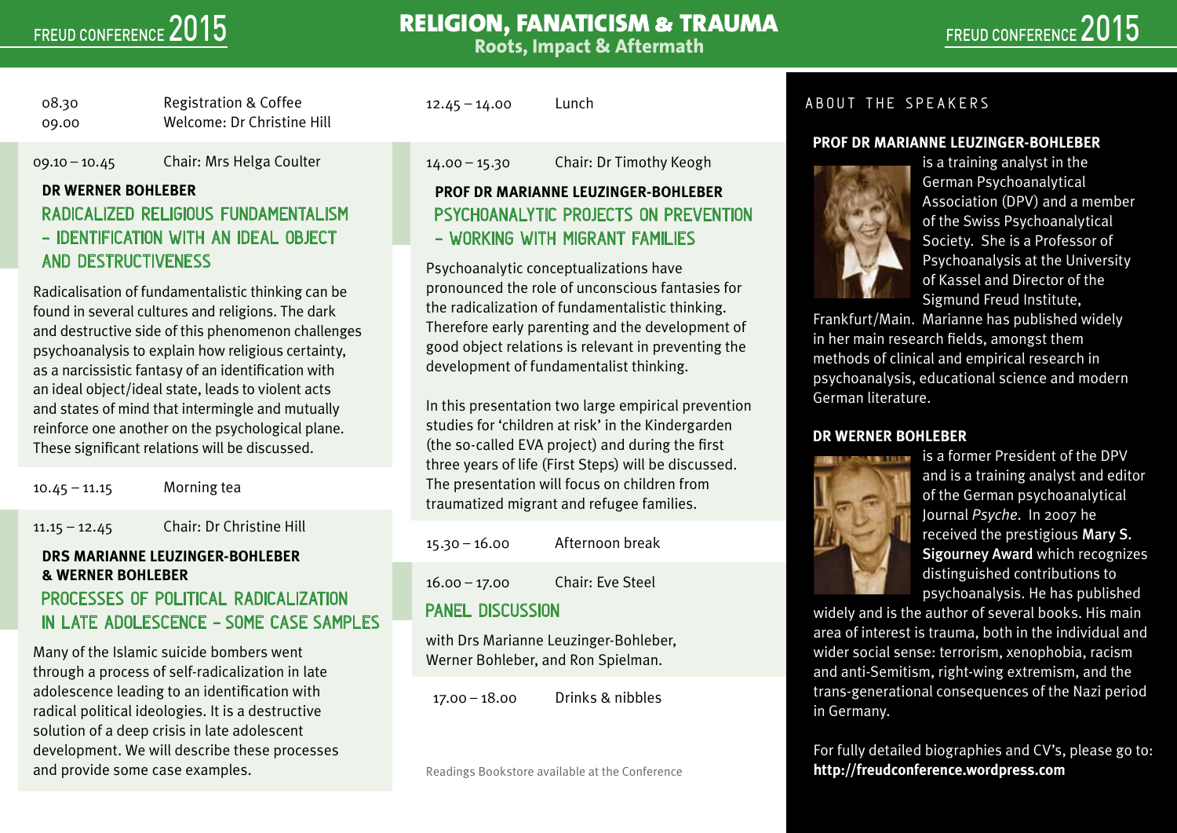# RELIGION, FANATICISM & TRAUMA
## Roots, Impact & Aftermath

08.30 Registration & Coffee
09.00 Welcome: Dr Christine Hill

09.10 – 10.45 Chair: Mrs Helga Coulter

**DR WERNER BOHLEBER**

### RADICALIZED RELIGIOUS FUNDAMENTALISM – IDENTIFICATION WITH AN IDEAL OBJECT AND DESTRUCTIVENESS

Radicalisation of fundamentalistic thinking can be found in several cultures and religions. The dark and destructive side of this phenomenon challenges psychoanalysis to explain how religious certainty, as a narcissistic fantasy of an identification with an ideal object/ideal state, leads to violent acts and states of mind that intermingle and mutually reinforce one another on the psychological plane. These significant relations will be discussed.

10.45 – 11.15 Morning tea

11.15 – 12.45 Chair: Dr Christine Hill

**DRS MARIANNE LEUZINGER-BOHLEBER & WERNER BOHLEBER**

### PROCESSES OF POLITICAL RADICALIZATION IN LATE ADOLESCENCE – SOME CASE SAMPLES

Many of the Islamic suicide bombers went through a process of self-radicalization in late adolescence leading to an identification with radical political ideologies. It is a destructive solution of a deep crisis in late adolescent development. We will describe these processes and provide some case examples.

12.45 – 14.00 Lunch

14.00 – 15.30 Chair: Dr Timothy Keogh

**PROF DR MARIANNE LEUZINGER-BOHLEBER**

### PSYCHOANALYTIC PROJECTS ON PREVENTION – WORKING WITH MIGRANT FAMILIES

Psychoanalytic conceptualizations have pronounced the role of unconscious fantasies for the radicalization of fundamentalistic thinking. Therefore early parenting and the development of good object relations is relevant in preventing the development of fundamentalist thinking.

In this presentation two large empirical prevention studies for 'children at risk' in the Kindergarden (the so-called EVA project) and during the first three years of life (First Steps) will be discussed. The presentation will focus on children from traumatized migrant and refugee families.

15.30 – 16.00 Afternoon break

16.00 – 17.00 Chair: Eve Steel

### PANEL DISCUSSION

with Drs Marianne Leuzinger-Bohleber, Werner Bohleber, and Ron Spielman.

17.00 – 18.00 Drinks & nibbles

Readings Bookstore available at the Conference

## ABOUT THE SPEAKERS

**PROF DR MARIANNE LEUZINGER-BOHLEBER** is a training analyst in the German Psychoanalytical Association (DPV) and a member of the Swiss Psychoanalytical Society. She is a Professor of Psychoanalysis at the University of Kassel and Director of the Sigmund Freud Institute, Frankfurt/Main. Marianne has published widely in her main research fields, amongst them methods of clinical and empirical research in psychoanalysis, educational science and modern German literature.

**DR WERNER BOHLEBER** is a former President of the DPV and is a training analyst and editor of the German psychoanalytical Journal *Psyche*. In 2007 he received the prestigious **Mary S. Sigourney Award** which recognizes distinguished contributions to psychoanalysis. He has published widely and is the author of several books. His main area of interest is trauma, both in the individual and wider social sense: terrorism, xenophobia, racism and anti-Semitism, right-wing extremism, and the trans-generational consequences of the Nazi period in Germany.

For fully detailed biographies and CV's, please go to: **http://freudconference.wordpress.com**